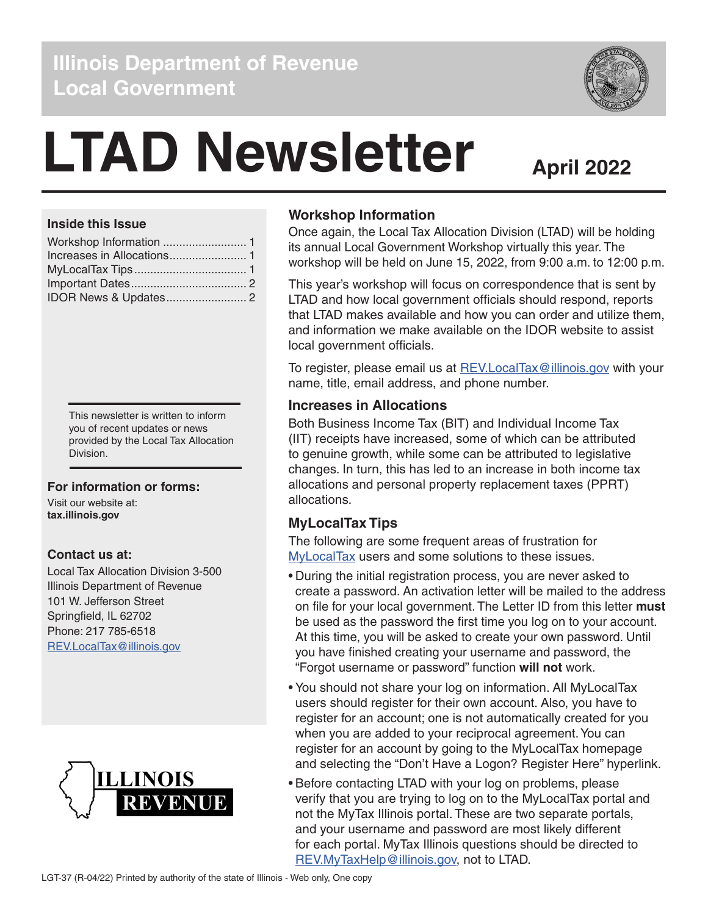Illinois Department of Revenue
Local Government

# LTAD Newsletter

**April 2022**

### Inside this Issue

Workshop Information .......................... 1
Increases in Allocations........................ 1
MyLocalTax Tips.................................. 1
Important Dates.................................... 2
IDOR News & Updates......................... 2

This newsletter is written to inform you of recent updates or news provided by the Local Tax Allocation Division.

### For information or forms:

Visit our website at:
**tax.illinois.gov**

### Contact us at:

Local Tax Allocation Division 3-500
Illinois Department of Revenue
101 W. Jefferson Street
Springfield, IL 62702
Phone: 217 785-6518
REV.LocalTax@illinois.gov

## Workshop Information

Once again, the Local Tax Allocation Division (LTAD) will be holding its annual Local Government Workshop virtually this year. The workshop will be held on June 15, 2022, from 9:00 a.m. to 12:00 p.m.

This year's workshop will focus on correspondence that is sent by LTAD and how local government officials should respond, reports that LTAD makes available and how you can order and utilize them, and information we make available on the IDOR website to assist local government officials.

To register, please email us at REV.LocalTax@illinois.gov with your name, title, email address, and phone number.

## Increases in Allocations

Both Business Income Tax (BIT) and Individual Income Tax (IIT) receipts have increased, some of which can be attributed to genuine growth, while some can be attributed to legislative changes. In turn, this has led to an increase in both income tax allocations and personal property replacement taxes (PPRT) allocations.

## MyLocalTax Tips

The following are some frequent areas of frustration for MyLocalTax users and some solutions to these issues.

- During the initial registration process, you are never asked to create a password. An activation letter will be mailed to the address on file for your local government. The Letter ID from this letter **must** be used as the password the first time you log on to your account. At this time, you will be asked to create your own password. Until you have finished creating your username and password, the "Forgot username or password" function **will not** work.
- You should not share your log on information. All MyLocalTax users should register for their own account. Also, you have to register for an account; one is not automatically created for you when you are added to your reciprocal agreement. You can register for an account by going to the MyLocalTax homepage and selecting the "Don't Have a Logon? Register Here" hyperlink.
- Before contacting LTAD with your log on problems, please verify that you are trying to log on to the MyLocalTax portal and not the MyTax Illinois portal. These are two separate portals, and your username and password are most likely different for each portal. MyTax Illinois questions should be directed to REV.MyTaxHelp@illinois.gov, not to LTAD.

LGT-37 (R-04/22) Printed by authority of the state of Illinois - Web only, One copy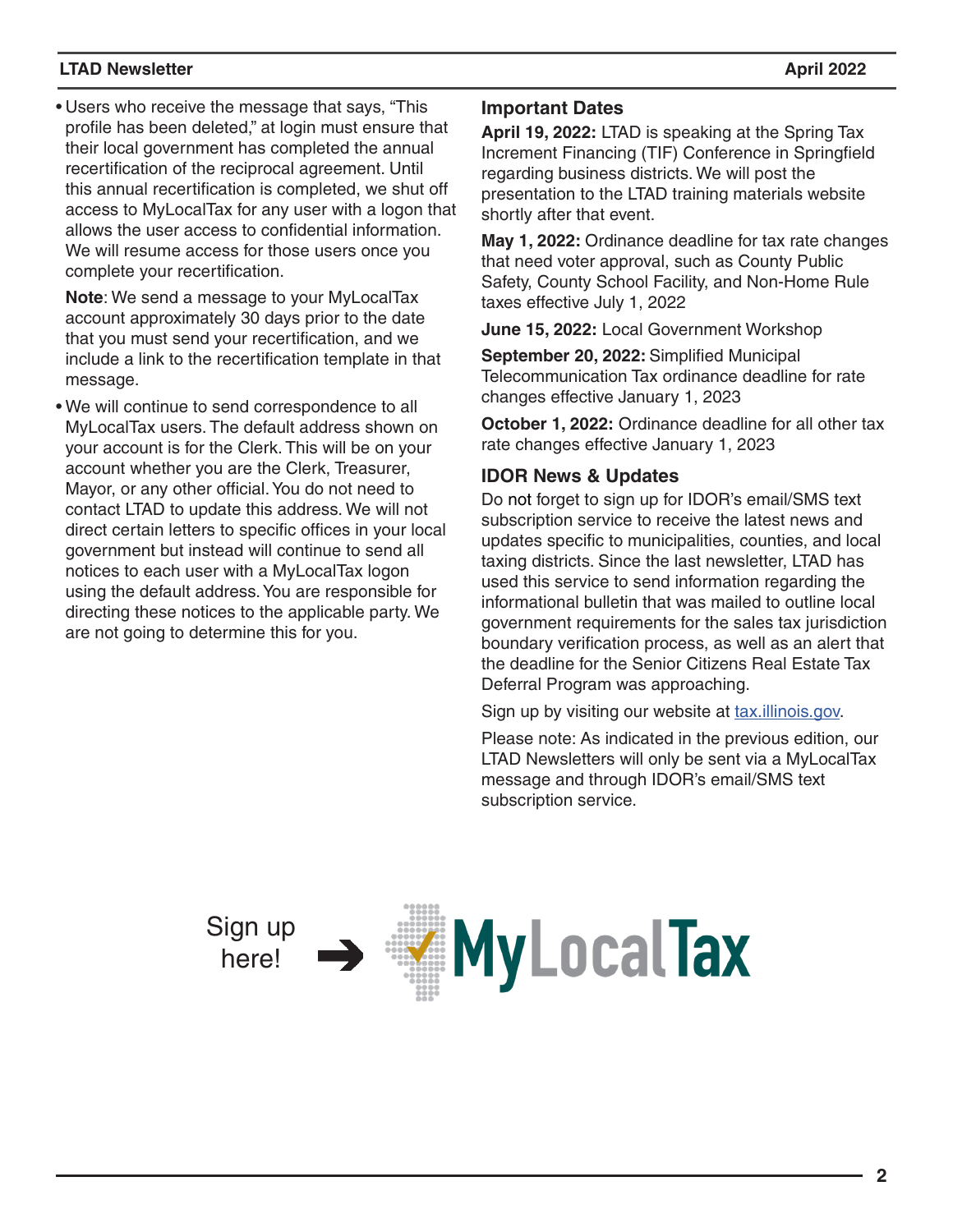- Users who receive the message that says, "This profile has been deleted," at login must ensure that their local government has completed the annual recertification of the reciprocal agreement. Until this annual recertification is completed, we shut off access to MyLocalTax for any user with a logon that allows the user access to confidential information. We will resume access for those users once you complete your recertification.

  **Note**: We send a message to your MyLocalTax account approximately 30 days prior to the date that you must send your recertification, and we include a link to the recertification template in that message.

- We will continue to send correspondence to all MyLocalTax users. The default address shown on your account is for the Clerk. This will be on your account whether you are the Clerk, Treasurer, Mayor, or any other official. You do not need to contact LTAD to update this address. We will not direct certain letters to specific offices in your local government but instead will continue to send all notices to each user with a MyLocalTax logon using the default address. You are responsible for directing these notices to the applicable party. We are not going to determine this for you.

## Important Dates

**April 19, 2022:** LTAD is speaking at the Spring Tax Increment Financing (TIF) Conference in Springfield regarding business districts. We will post the presentation to the LTAD training materials website shortly after that event.

**May 1, 2022:** Ordinance deadline for tax rate changes that need voter approval, such as County Public Safety, County School Facility, and Non-Home Rule taxes effective July 1, 2022

**June 15, 2022:** Local Government Workshop

**September 20, 2022:** Simplified Municipal Telecommunication Tax ordinance deadline for rate changes effective January 1, 2023

**October 1, 2022:** Ordinance deadline for all other tax rate changes effective January 1, 2023

## IDOR News & Updates

Do not forget to sign up for IDOR's email/SMS text subscription service to receive the latest news and updates specific to municipalities, counties, and local taxing districts. Since the last newsletter, LTAD has used this service to send information regarding the informational bulletin that was mailed to outline local government requirements for the sales tax jurisdiction boundary verification process, as well as an alert that the deadline for the Senior Citizens Real Estate Tax Deferral Program was approaching.

Sign up by visiting our website at tax.illinois.gov.

Please note: As indicated in the previous edition, our LTAD Newsletters will only be sent via a MyLocalTax message and through IDOR's email/SMS text subscription service.

Sign up here! → MyLocalTax